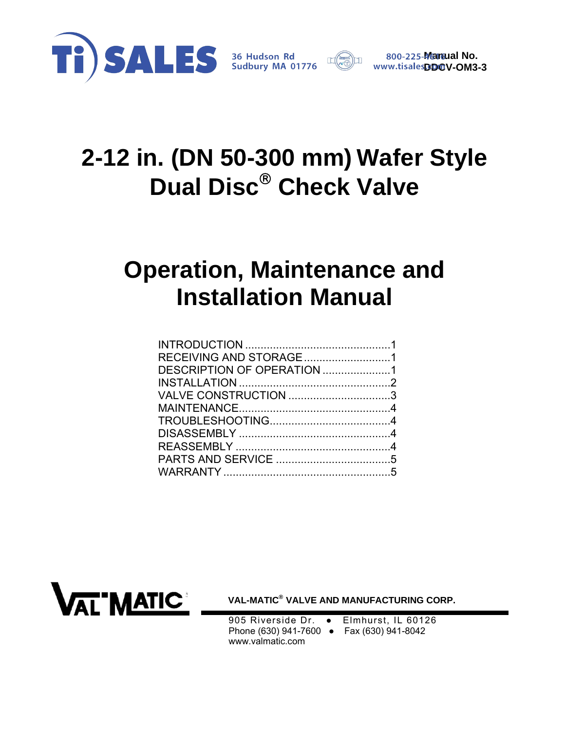Ti) SALES 36 Hudson Rd Sudbury MA 01776 800-225-4616 www.tisales.com

**Manual No. DDCV-OM3-3**

# 2-12 in. (DN 50-300 mm) Wafer Style Dual Disc® Check Valve

# Operation, Maintenance and Installation Manual

INTRODUCTION .................................................1
RECEIVING AND STORAGE ...............................1
DESCRIPTION OF OPERATION ......................1
INSTALLATION ...................................................2
VALVE CONSTRUCTION ...................................3
MAINTENANCE...................................................4
TROUBLESHOOTING.........................................4
DISASSEMBLY ...................................................4
REASSEMBLY ....................................................4
PARTS AND SERVICE .......................................5
WARRANTY ........................................................5

VAL-MATIC

**VAL-MATIC® VALVE AND MANUFACTURING CORP.**

905 Riverside Dr. • Elmhurst, IL 60126
Phone (630) 941-7600 • Fax (630) 941-8042
www.valmatic.com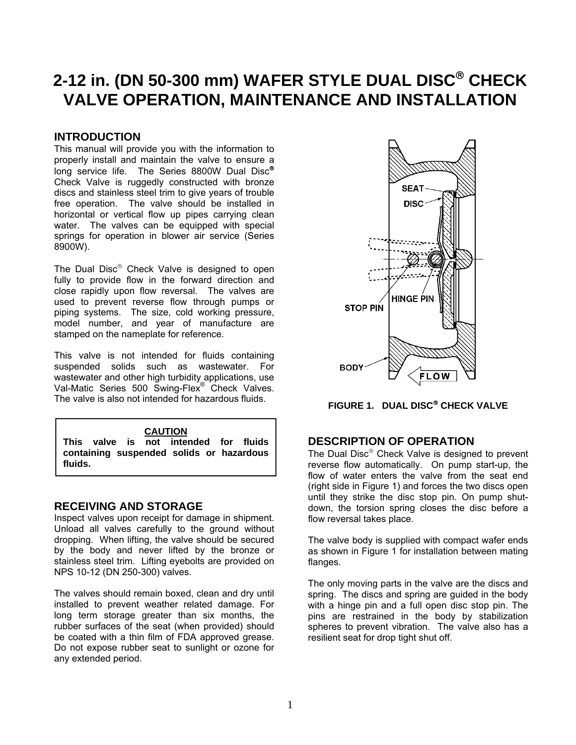# 2-12 in. (DN 50-300 mm) WAFER STYLE DUAL DISC® CHECK VALVE OPERATION, MAINTENANCE AND INSTALLATION

## INTRODUCTION

This manual will provide you with the information to properly install and maintain the valve to ensure a long service life. The Series 8800W Dual Disc® Check Valve is ruggedly constructed with bronze discs and stainless steel trim to give years of trouble free operation. The valve should be installed in horizontal or vertical flow up pipes carrying clean water. The valves can be equipped with special springs for operation in blower air service (Series 8900W).

The Dual Disc® Check Valve is designed to open fully to provide flow in the forward direction and close rapidly upon flow reversal. The valves are used to prevent reverse flow through pumps or piping systems. The size, cold working pressure, model number, and year of manufacture are stamped on the nameplate for reference.

This valve is not intended for fluids containing suspended solids such as wastewater. For wastewater and other high turbidity applications, use Val-Matic Series 500 Swing-Flex® Check Valves. The valve is also not intended for hazardous fluids.

> **CAUTION**
> **This valve is not intended for fluids containing suspended solids or hazardous fluids.**

## RECEIVING AND STORAGE

Inspect valves upon receipt for damage in shipment. Unload all valves carefully to the ground without dropping. When lifting, the valve should be secured by the body and never lifted by the bronze or stainless steel trim. Lifting eyebolts are provided on NPS 10-12 (DN 250-300) valves.

The valves should remain boxed, clean and dry until installed to prevent weather related damage. For long term storage greater than six months, the rubber surfaces of the seat (when provided) should be coated with a thin film of FDA approved grease. Do not expose rubber seat to sunlight or ozone for any extended period.

SEAT
DISC
STOP PIN
HINGE PIN
BODY
FLOW

**FIGURE 1. DUAL DISC® CHECK VALVE**

## DESCRIPTION OF OPERATION

The Dual Disc® Check Valve is designed to prevent reverse flow automatically. On pump start-up, the flow of water enters the valve from the seat end (right side in Figure 1) and forces the two discs open until they strike the disc stop pin. On pump shut-down, the torsion spring closes the disc before a flow reversal takes place.

The valve body is supplied with compact wafer ends as shown in Figure 1 for installation between mating flanges.

The only moving parts in the valve are the discs and spring. The discs and spring are guided in the body with a hinge pin and a full open disc stop pin. The pins are restrained in the body by stabilization spheres to prevent vibration. The valve also has a resilient seat for drop tight shut off.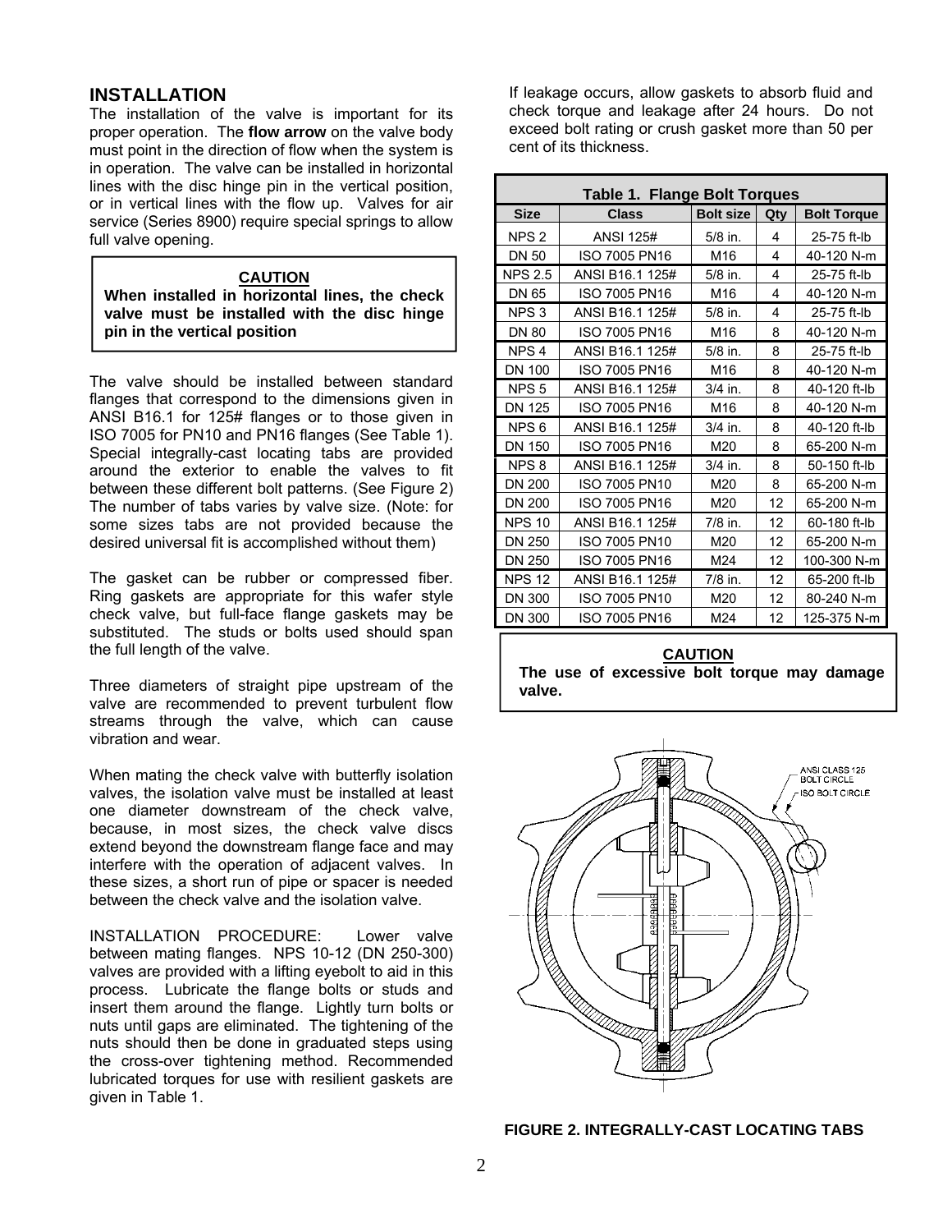## INSTALLATION

The installation of the valve is important for its proper operation. The **flow arrow** on the valve body must point in the direction of flow when the system is in operation. The valve can be installed in horizontal lines with the disc hinge pin in the vertical position, or in vertical lines with the flow up. Valves for air service (Series 8900) require special springs to allow full valve opening.

> **CAUTION**
> **When installed in horizontal lines, the check valve must be installed with the disc hinge pin in the vertical position**

The valve should be installed between standard flanges that correspond to the dimensions given in ANSI B16.1 for 125# flanges or to those given in ISO 7005 for PN10 and PN16 flanges (See Table 1). Special integrally-cast locating tabs are provided around the exterior to enable the valves to fit between these different bolt patterns. (See Figure 2) The number of tabs varies by valve size. (Note: for some sizes tabs are not provided because the desired universal fit is accomplished without them)

The gasket can be rubber or compressed fiber. Ring gaskets are appropriate for this wafer style check valve, but full-face flange gaskets may be substituted. The studs or bolts used should span the full length of the valve.

Three diameters of straight pipe upstream of the valve are recommended to prevent turbulent flow streams through the valve, which can cause vibration and wear.

When mating the check valve with butterfly isolation valves, the isolation valve must be installed at least one diameter downstream of the check valve, because, in most sizes, the check valve discs extend beyond the downstream flange face and may interfere with the operation of adjacent valves. In these sizes, a short run of pipe or spacer is needed between the check valve and the isolation valve.

INSTALLATION PROCEDURE: Lower valve between mating flanges. NPS 10-12 (DN 250-300) valves are provided with a lifting eyebolt to aid in this process. Lubricate the flange bolts or studs and insert them around the flange. Lightly turn bolts or nuts until gaps are eliminated. The tightening of the nuts should then be done in graduated steps using the cross-over tightening method. Recommended lubricated torques for use with resilient gaskets are given in Table 1.

If leakage occurs, allow gaskets to absorb fluid and check torque and leakage after 24 hours. Do not exceed bolt rating or crush gasket more than 50 per cent of its thickness.

**Table 1. Flange Bolt Torques**

| Size | Class | Bolt size | Qty | Bolt Torque |
|---|---|---|---|---|
| NPS 2 | ANSI 125# | 5/8 in. | 4 | 25-75 ft-lb |
| DN 50 | ISO 7005 PN16 | M16 | 4 | 40-120 N-m |
| NPS 2.5 | ANSI B16.1 125# | 5/8 in. | 4 | 25-75 ft-lb |
| DN 65 | ISO 7005 PN16 | M16 | 4 | 40-120 N-m |
| NPS 3 | ANSI B16.1 125# | 5/8 in. | 4 | 25-75 ft-lb |
| DN 80 | ISO 7005 PN16 | M16 | 8 | 40-120 N-m |
| NPS 4 | ANSI B16.1 125# | 5/8 in. | 8 | 25-75 ft-lb |
| DN 100 | ISO 7005 PN16 | M16 | 8 | 40-120 N-m |
| NPS 5 | ANSI B16.1 125# | 3/4 in. | 8 | 40-120 ft-lb |
| DN 125 | ISO 7005 PN16 | M16 | 8 | 40-120 N-m |
| NPS 6 | ANSI B16.1 125# | 3/4 in. | 8 | 40-120 ft-lb |
| DN 150 | ISO 7005 PN16 | M20 | 8 | 65-200 N-m |
| NPS 8 | ANSI B16.1 125# | 3/4 in. | 8 | 50-150 ft-lb |
| DN 200 | ISO 7005 PN10 | M20 | 8 | 65-200 N-m |
| DN 200 | ISO 7005 PN16 | M20 | 12 | 65-200 N-m |
| NPS 10 | ANSI B16.1 125# | 7/8 in. | 12 | 60-180 ft-lb |
| DN 250 | ISO 7005 PN10 | M20 | 12 | 65-200 N-m |
| DN 250 | ISO 7005 PN16 | M24 | 12 | 100-300 N-m |
| NPS 12 | ANSI B16.1 125# | 7/8 in. | 12 | 65-200 ft-lb |
| DN 300 | ISO 7005 PN10 | M20 | 12 | 80-240 N-m |
| DN 300 | ISO 7005 PN16 | M24 | 12 | 125-375 N-m |

> **CAUTION**
> **The use of excessive bolt torque may damage valve.**

ANSI CLASS 125 BOLT CIRCLE

ISO BOLT CIRCLE

**FIGURE 2. INTEGRALLY-CAST LOCATING TABS**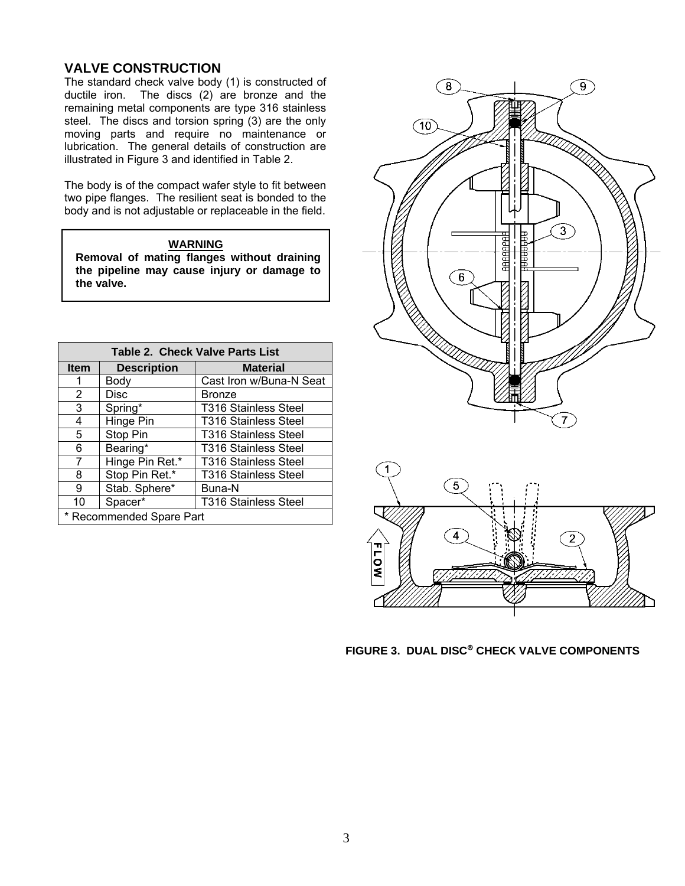## VALVE CONSTRUCTION

The standard check valve body (1) is constructed of ductile iron. The discs (2) are bronze and the remaining metal components are type 316 stainless steel. The discs and torsion spring (3) are the only moving parts and require no maintenance or lubrication. The general details of construction are illustrated in Figure 3 and identified in Table 2.

The body is of the compact wafer style to fit between two pipe flanges. The resilient seat is bonded to the body and is not adjustable or replaceable in the field.

> **WARNING**
>
> **Removal of mating flanges without draining the pipeline may cause injury or damage to the valve.**

**Table 2. Check Valve Parts List**

| Item | Description | Material |
|---|---|---|
| 1 | Body | Cast Iron w/Buna-N Seat |
| 2 | Disc | Bronze |
| 3 | Spring* | T316 Stainless Steel |
| 4 | Hinge Pin | T316 Stainless Steel |
| 5 | Stop Pin | T316 Stainless Steel |
| 6 | Bearing* | T316 Stainless Steel |
| 7 | Hinge Pin Ret.* | T316 Stainless Steel |
| 8 | Stop Pin Ret.* | T316 Stainless Steel |
| 9 | Stab. Sphere* | Buna-N |
| 10 | Spacer* | T316 Stainless Steel |

\* Recommended Spare Part

**FIGURE 3. DUAL DISC® CHECK VALVE COMPONENTS**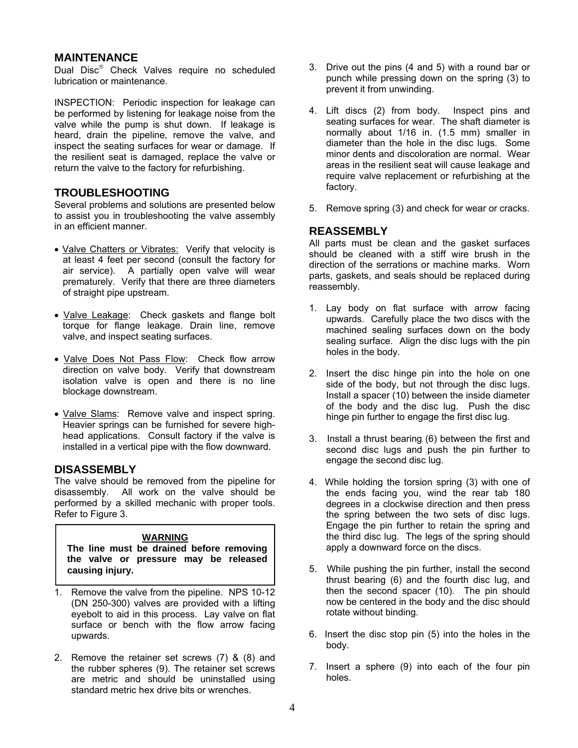## MAINTENANCE

Dual Disc® Check Valves require no scheduled lubrication or maintenance.

INSPECTION: Periodic inspection for leakage can be performed by listening for leakage noise from the valve while the pump is shut down. If leakage is heard, drain the pipeline, remove the valve, and inspect the seating surfaces for wear or damage. If the resilient seat is damaged, replace the valve or return the valve to the factory for refurbishing.

## TROUBLESHOOTING

Several problems and solutions are presented below to assist you in troubleshooting the valve assembly in an efficient manner.

- Valve Chatters or Vibrates: Verify that velocity is at least 4 feet per second (consult the factory for air service). A partially open valve will wear prematurely. Verify that there are three diameters of straight pipe upstream.

- Valve Leakage: Check gaskets and flange bolt torque for flange leakage. Drain line, remove valve, and inspect seating surfaces.

- Valve Does Not Pass Flow: Check flow arrow direction on valve body. Verify that downstream isolation valve is open and there is no line blockage downstream.

- Valve Slams: Remove valve and inspect spring. Heavier springs can be furnished for severe high-head applications. Consult factory if the valve is installed in a vertical pipe with the flow downward.

## DISASSEMBLY

The valve should be removed from the pipeline for disassembly. All work on the valve should be performed by a skilled mechanic with proper tools. Refer to Figure 3.

> **WARNING**
>
> **The line must be drained before removing the valve or pressure may be released causing injury.**

1. Remove the valve from the pipeline. NPS 10-12 (DN 250-300) valves are provided with a lifting eyebolt to aid in this process. Lay valve on flat surface or bench with the flow arrow facing upwards.

2. Remove the retainer set screws (7) & (8) and the rubber spheres (9). The retainer set screws are metric and should be uninstalled using standard metric hex drive bits or wrenches.

3. Drive out the pins (4 and 5) with a round bar or punch while pressing down on the spring (3) to prevent it from unwinding.

4. Lift discs (2) from body. Inspect pins and seating surfaces for wear. The shaft diameter is normally about 1/16 in. (1.5 mm) smaller in diameter than the hole in the disc lugs. Some minor dents and discoloration are normal. Wear areas in the resilient seat will cause leakage and require valve replacement or refurbishing at the factory.

5. Remove spring (3) and check for wear or cracks.

## REASSEMBLY

All parts must be clean and the gasket surfaces should be cleaned with a stiff wire brush in the direction of the serrations or machine marks. Worn parts, gaskets, and seals should be replaced during reassembly.

1. Lay body on flat surface with arrow facing upwards. Carefully place the two discs with the machined sealing surfaces down on the body sealing surface. Align the disc lugs with the pin holes in the body.

2. Insert the disc hinge pin into the hole on one side of the body, but not through the disc lugs. Install a spacer (10) between the inside diameter of the body and the disc lug. Push the disc hinge pin further to engage the first disc lug.

3. Install a thrust bearing (6) between the first and second disc lugs and push the pin further to engage the second disc lug.

4. While holding the torsion spring (3) with one of the ends facing you, wind the rear tab 180 degrees in a clockwise direction and then press the spring between the two sets of disc lugs. Engage the pin further to retain the spring and the third disc lug. The legs of the spring should apply a downward force on the discs.

5. While pushing the pin further, install the second thrust bearing (6) and the fourth disc lug, and then the second spacer (10). The pin should now be centered in the body and the disc should rotate without binding.

6. Insert the disc stop pin (5) into the holes in the body.

7. Insert a sphere (9) into each of the four pin holes.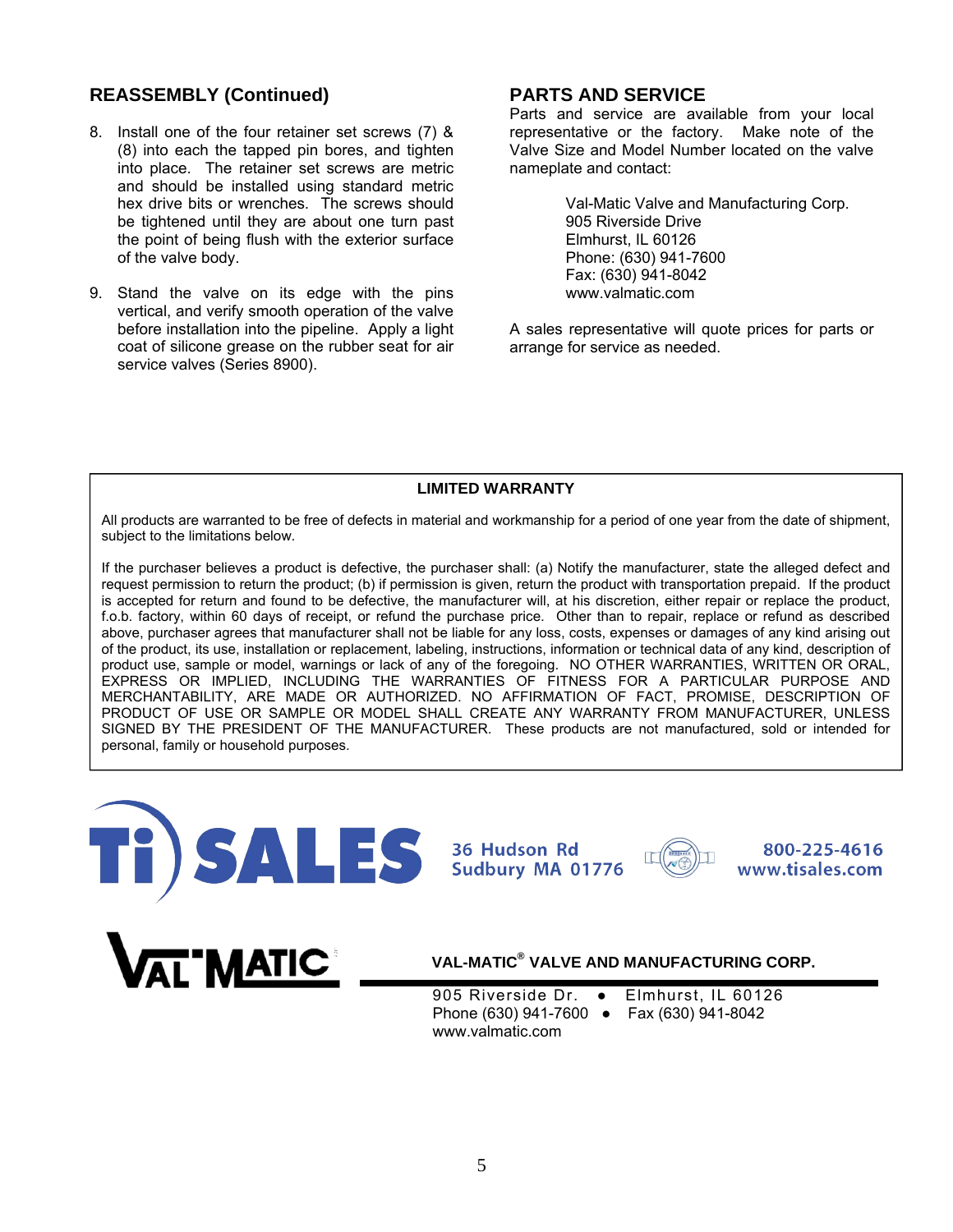## REASSEMBLY (Continued)

8. Install one of the four retainer set screws (7) & (8) into each the tapped pin bores, and tighten into place. The retainer set screws are metric and should be installed using standard metric hex drive bits or wrenches. The screws should be tightened until they are about one turn past the point of being flush with the exterior surface of the valve body.

9. Stand the valve on its edge with the pins vertical, and verify smooth operation of the valve before installation into the pipeline. Apply a light coat of silicone grease on the rubber seat for air service valves (Series 8900).

## PARTS AND SERVICE

Parts and service are available from your local representative or the factory. Make note of the Valve Size and Model Number located on the valve nameplate and contact:

Val-Matic Valve and Manufacturing Corp.
905 Riverside Drive
Elmhurst, IL 60126
Phone: (630) 941-7600
Fax: (630) 941-8042
www.valmatic.com

A sales representative will quote prices for parts or arrange for service as needed.

### LIMITED WARRANTY

All products are warranted to be free of defects in material and workmanship for a period of one year from the date of shipment, subject to the limitations below.

If the purchaser believes a product is defective, the purchaser shall: (a) Notify the manufacturer, state the alleged defect and request permission to return the product; (b) if permission is given, return the product with transportation prepaid. If the product is accepted for return and found to be defective, the manufacturer will, at his discretion, either repair or replace the product, f.o.b. factory, within 60 days of receipt, or refund the purchase price. Other than to repair, replace or refund as described above, purchaser agrees that manufacturer shall not be liable for any loss, costs, expenses or damages of any kind arising out of the product, its use, installation or replacement, labeling, instructions, information or technical data of any kind, description of product use, sample or model, warnings or lack of any of the foregoing. NO OTHER WARRANTIES, WRITTEN OR ORAL, EXPRESS OR IMPLIED, INCLUDING THE WARRANTIES OF FITNESS FOR A PARTICULAR PURPOSE AND MERCHANTABILITY, ARE MADE OR AUTHORIZED. NO AFFIRMATION OF FACT, PROMISE, DESCRIPTION OF PRODUCT OF USE OR SAMPLE OR MODEL SHALL CREATE ANY WARRANTY FROM MANUFACTURER, UNLESS SIGNED BY THE PRESIDENT OF THE MANUFACTURER. These products are not manufactured, sold or intended for personal, family or household purposes.

Ti) SALES
36 Hudson Rd
Sudbury MA 01776
800-225-4616
www.tisales.com

VAL-MATIC

**VAL-MATIC® VALVE AND MANUFACTURING CORP.**

905 Riverside Dr. ● Elmhurst, IL 60126
Phone (630) 941-7600 ● Fax (630) 941-8042
www.valmatic.com